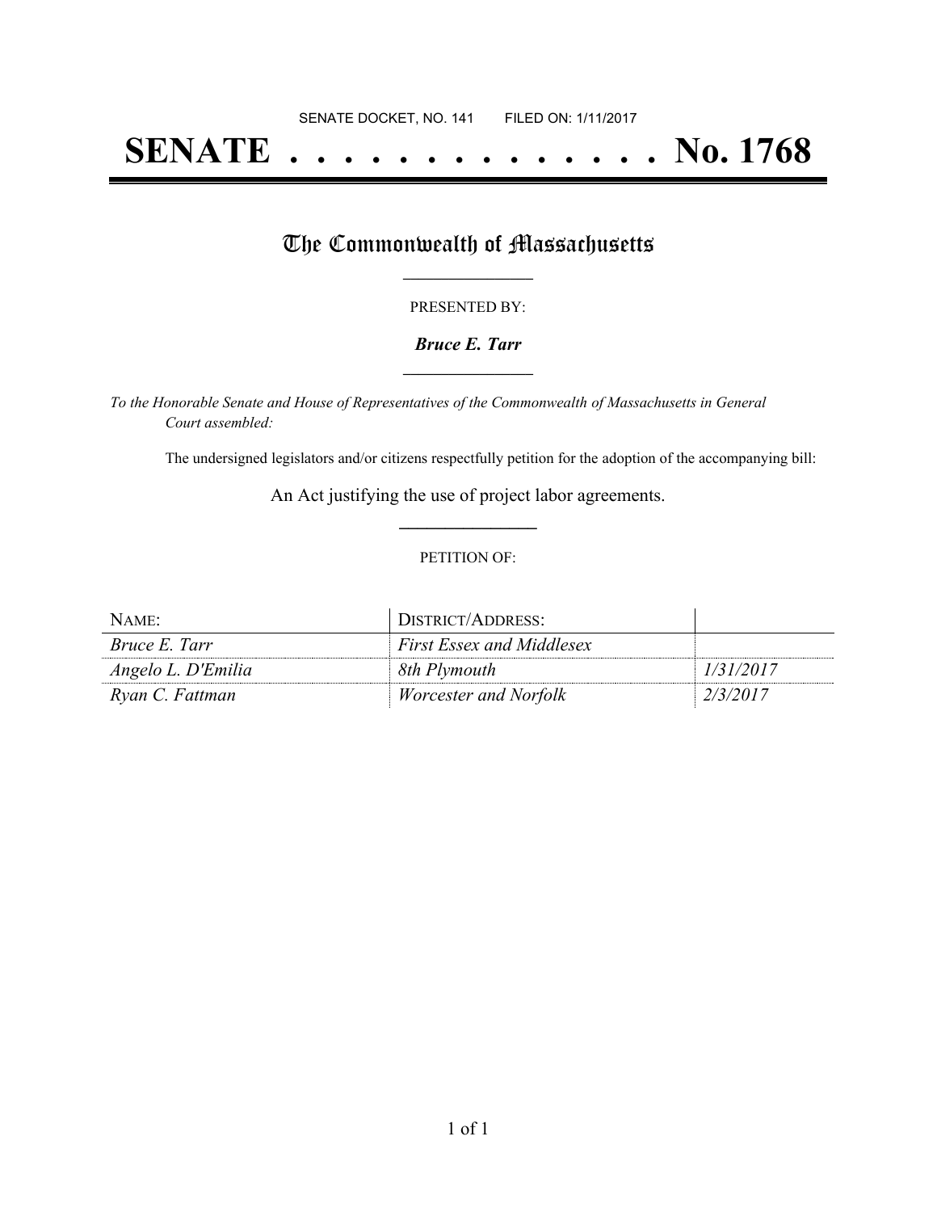SENATE DOCKET, NO. 141 FILED ON: 1/11/2017

# SENATE . . . . . . . . . . . . . . No. 1768

## The Commonwealth of Massachusetts

PRESENTED BY:

***Bruce E. Tarr***

*To the Honorable Senate and House of Representatives of the Commonwealth of Massachusetts in General Court assembled:*

The undersigned legislators and/or citizens respectfully petition for the adoption of the accompanying bill:

An Act justifying the use of project labor agreements.

PETITION OF:

| NAME: | DISTRICT/ADDRESS: | |
|---|---|---|
| *Bruce E. Tarr* | *First Essex and Middlesex* | |
| *Angelo L. D'Emilia* | *8th Plymouth* | *1/31/2017* |
| *Ryan C. Fattman* | *Worcester and Norfolk* | *2/3/2017* |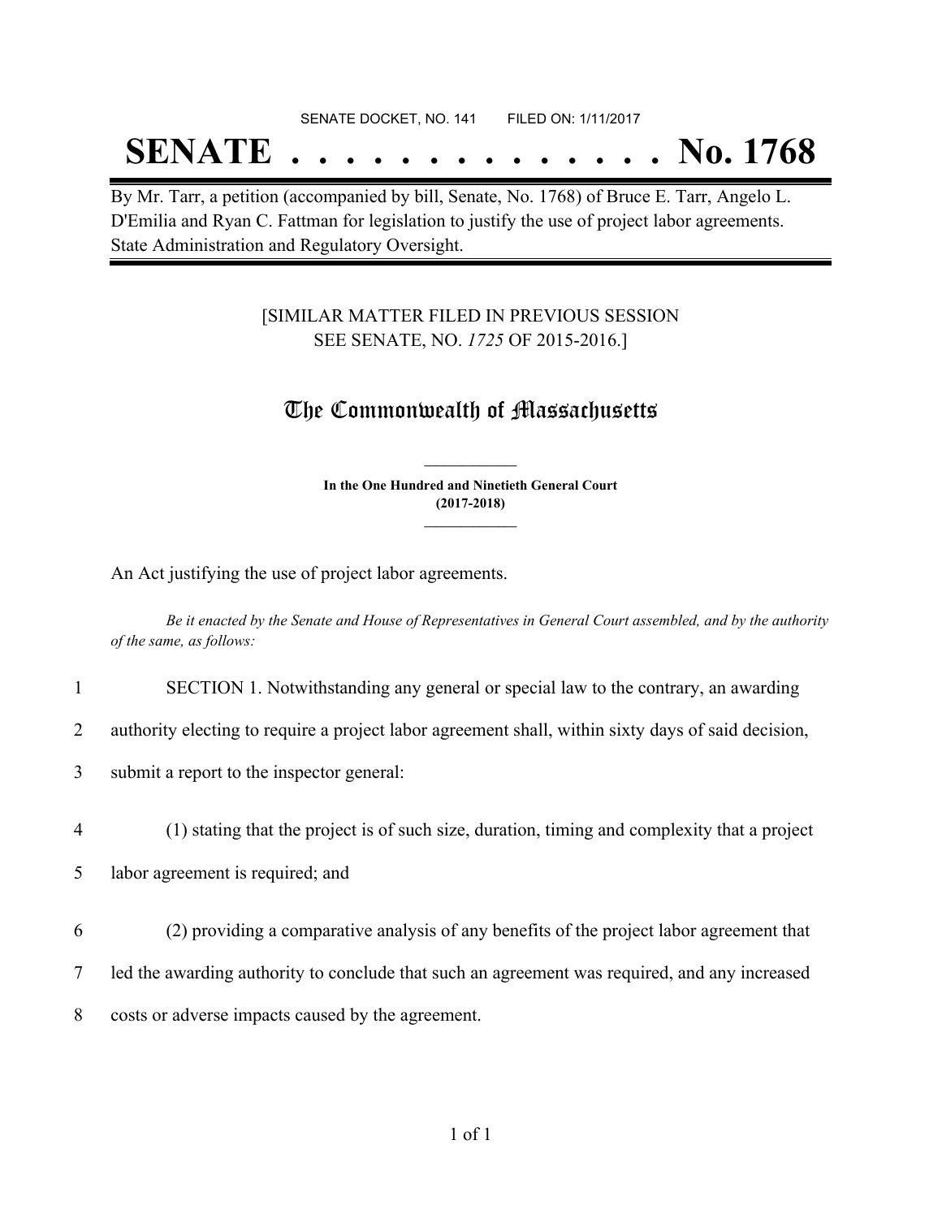SENATE DOCKET, NO. 141 FILED ON: 1/11/2017

# SENATE . . . . . . . . . . . . . . No. 1768

By Mr. Tarr, a petition (accompanied by bill, Senate, No. 1768) of Bruce E. Tarr, Angelo L. D'Emilia and Ryan C. Fattman for legislation to justify the use of project labor agreements. State Administration and Regulatory Oversight.

[SIMILAR MATTER FILED IN PREVIOUS SESSION SEE SENATE, NO. *1725* OF 2015-2016.]

## The Commonwealth of Massachusetts

**In the One Hundred and Ninetieth General Court (2017-2018)**

An Act justifying the use of project labor agreements.

*Be it enacted by the Senate and House of Representatives in General Court assembled, and by the authority of the same, as follows:*

1 SECTION 1. Notwithstanding any general or special law to the contrary, an awarding
2 authority electing to require a project labor agreement shall, within sixty days of said decision,
3 submit a report to the inspector general:

4 (1) stating that the project is of such size, duration, timing and complexity that a project
5 labor agreement is required; and

6 (2) providing a comparative analysis of any benefits of the project labor agreement that
7 led the awarding authority to conclude that such an agreement was required, and any increased
8 costs or adverse impacts caused by the agreement.